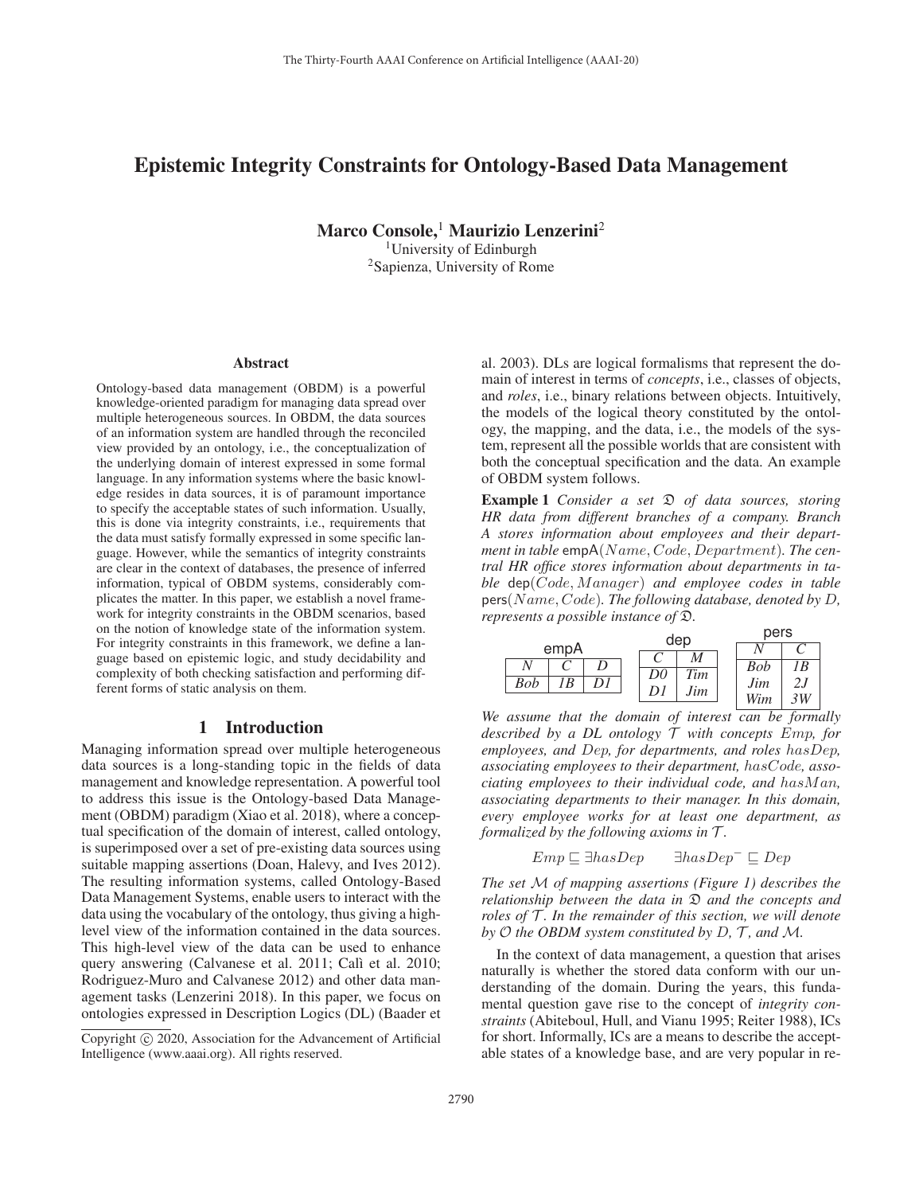# Epistemic Integrity Constraints for Ontology-Based Data Management

**Marco Console,[1] Maurizio Lenzerini[2]**

[1]University of Edinburgh
[2]Sapienza, University of Rome

## Abstract

Ontology-based data management (OBDM) is a powerful knowledge-oriented paradigm for managing data spread over multiple heterogeneous sources. In OBDM, the data sources of an information system are handled through the reconciled view provided by an ontology, i.e., the conceptualization of the underlying domain of interest expressed in some formal language. In any information systems where the basic knowledge resides in data sources, it is of paramount importance to specify the acceptable states of such information. Usually, this is done via integrity constraints, i.e., requirements that the data must satisfy formally expressed in some specific language. However, while the semantics of integrity constraints are clear in the context of databases, the presence of inferred information, typical of OBDM systems, considerably complicates the matter. In this paper, we establish a novel framework for integrity constraints in the OBDM scenarios, based on the notion of knowledge state of the information system. For integrity constraints in this framework, we define a language based on epistemic logic, and study decidability and complexity of both checking satisfaction and performing different forms of static analysis on them.

## 1 Introduction

Managing information spread over multiple heterogeneous data sources is a long-standing topic in the fields of data management and knowledge representation. A powerful tool to address this issue is the Ontology-based Data Management (OBDM) paradigm (Xiao et al. 2018), where a conceptual specification of the domain of interest, called ontology, is superimposed over a set of pre-existing data sources using suitable mapping assertions (Doan, Halevy, and Ives 2012). The resulting information systems, called Ontology-Based Data Management Systems, enable users to interact with the data using the vocabulary of the ontology, thus giving a high-level view of the information contained in the data sources. This high-level view of the data can be used to enhance query answering (Calvanese et al. 2011; Calì et al. 2010; Rodriguez-Muro and Calvanese 2012) and other data management tasks (Lenzerini 2018). In this paper, we focus on ontologies expressed in Description Logics (DL) (Baader et al. 2003). DLs are logical formalisms that represent the domain of interest in terms of *concepts*, i.e., classes of objects, and *roles*, i.e., binary relations between objects. Intuitively, the models of the logical theory constituted by the ontology, the mapping, and the data, i.e., the models of the system, represent all the possible worlds that are consistent with both the conceptual specification and the data. An example of OBDM system follows.

**Example 1** *Consider a set $\mathfrak{D}$ of data sources, storing HR data from different branches of a company. Branch A stores information about employees and their department in table* empA$(Name, Code, Department)$*. The central HR office stores information about departments in table* dep$(Code, Manager)$ *and employee codes in table* pers$(Name, Code)$*. The following database, denoted by $D$, represents a possible instance of $\mathfrak{D}$.*

empA

| *N* | *C* | *D* |
|---|---|---|
| *Bob* | *1B* | *D1* |

dep

| *C* | *M* |
|---|---|
| *D0* | *Tim* |
| *D1* | *Jim* |

pers

| *N* | *C* |
|---|---|
| *Bob* | *1B* |
| *Jim* | *2J* |
| *Wim* | *3W* |

*We assume that the domain of interest can be formally described by a DL ontology $\mathcal{T}$ with concepts $Emp$, for employees, and $Dep$, for departments, and roles $hasDep$, associating employees to their department, $hasCode$, associating employees to their individual code, and $hasMan$, associating departments to their manager. In this domain, every employee works for at least one department, as formalized by the following axioms in $\mathcal{T}$.*

$$Emp \sqsubseteq \exists hasDep \qquad \exists hasDep^{-} \sqsubseteq Dep$$

*The set $\mathcal{M}$ of mapping assertions (Figure 1) describes the relationship between the data in $\mathfrak{D}$ and the concepts and roles of $\mathcal{T}$. In the remainder of this section, we will denote by $\mathcal{O}$ the OBDM system constituted by $D$, $\mathcal{T}$, and $\mathcal{M}$.*

In the context of data management, a question that arises naturally is whether the stored data conform with our understanding of the domain. During the years, this fundamental question gave rise to the concept of *integrity constraints* (Abiteboul, Hull, and Vianu 1995; Reiter 1988), ICs for short. Informally, ICs are a means to describe the acceptable states of a knowledge base, and are very popular in re-

Copyright © 2020, Association for the Advancement of Artificial Intelligence (www.aaai.org). All rights reserved.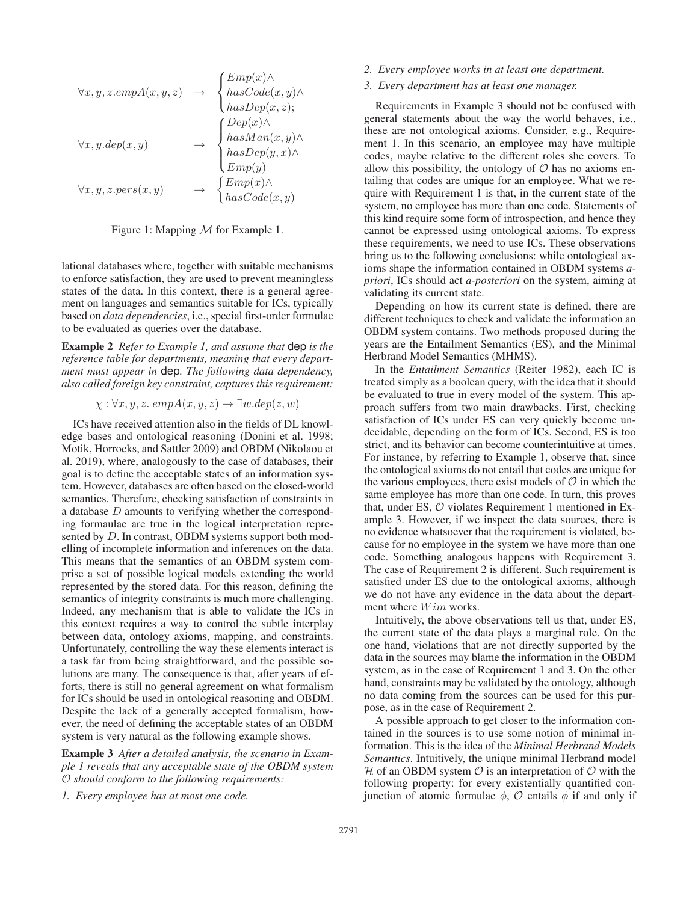$$
\begin{array}{lcl}
\forall x, y, z. empA(x, y, z) & \rightarrow & \begin{cases} Emp(x) \wedge \\ hasCode(x, y) \wedge \\ hasDep(x, z); \end{cases} \\
\forall x, y. dep(x, y) & \rightarrow & \begin{cases} Dep(x) \wedge \\ hasMan(x, y) \wedge \\ hasDep(y, x) \wedge \\ Emp(y) \end{cases} \\
\forall x, y, z. pers(x, y) & \rightarrow & \begin{cases} Emp(x) \wedge \\ hasCode(x, y) \end{cases}
\end{array}
$$

Figure 1: Mapping $\mathcal{M}$ for Example 1.

lational databases where, together with suitable mechanisms to enforce satisfaction, they are used to prevent meaningless states of the data. In this context, there is a general agreement on languages and semantics suitable for ICs, typically based on *data dependencies*, i.e., special first-order formulae to be evaluated as queries over the database.

**Example 2** *Refer to Example 1, and assume that* dep *is the reference table for departments, meaning that every department must appear in* dep*. The following data dependency, also called foreign key constraint, captures this requirement:*

$$\chi : \forall x, y, z.\ empA(x, y, z) \rightarrow \exists w.dep(z, w)$$

ICs have received attention also in the fields of DL knowledge bases and ontological reasoning (Donini et al. 1998; Motik, Horrocks, and Sattler 2009) and OBDM (Nikolaou et al. 2019), where, analogously to the case of databases, their goal is to define the acceptable states of an information system. However, databases are often based on the closed-world semantics. Therefore, checking satisfaction of constraints in a database $D$ amounts to verifying whether the corresponding formulae are true in the logical interpretation represented by $D$. In contrast, OBDM systems support both modelling of incomplete information and inferences on the data. This means that the semantics of an OBDM system comprise a set of possible logical models extending the world represented by the stored data. For this reason, defining the semantics of integrity constraints is much more challenging. Indeed, any mechanism that is able to validate the ICs in this context requires a way to control the subtle interplay between data, ontology axioms, mapping, and constraints. Unfortunately, controlling the way these elements interact is a task far from being straightforward, and the possible solutions are many. The consequence is that, after years of efforts, there is still no general agreement on what formalism for ICs should be used in ontological reasoning and OBDM. Despite the lack of a generally accepted formalism, however, the need of defining the acceptable states of an OBDM system is very natural as the following example shows.

**Example 3** *After a detailed analysis, the scenario in Example 1 reveals that any acceptable state of the OBDM system $\mathcal{O}$ should conform to the following requirements:*

1. *Every employee has at most one code.*
2. *Every employee works in at least one department.*
3. *Every department has at least one manager.*

Requirements in Example 3 should not be confused with general statements about the way the world behaves, i.e., these are not ontological axioms. Consider, e.g., Requirement 1. In this scenario, an employee may have multiple codes, maybe relative to the different roles she covers. To allow this possibility, the ontology of $\mathcal{O}$ has no axioms entailing that codes are unique for an employee. What we require with Requirement 1 is that, in the current state of the system, no employee has more than one code. Statements of this kind require some form of introspection, and hence they cannot be expressed using ontological axioms. To express these requirements, we need to use ICs. These observations bring us to the following conclusions: while ontological axioms shape the information contained in OBDM systems *a-priori*, ICs should act *a-posteriori* on the system, aiming at validating its current state.

Depending on how its current state is defined, there are different techniques to check and validate the information an OBDM system contains. Two methods proposed during the years are the Entailment Semantics (ES), and the Minimal Herbrand Model Semantics (MHMS).

In the *Entailment Semantics* (Reiter 1982), each IC is treated simply as a boolean query, with the idea that it should be evaluated to true in every model of the system. This approach suffers from two main drawbacks. First, checking satisfaction of ICs under ES can very quickly become undecidable, depending on the form of ICs. Second, ES is too strict, and its behavior can become counterintuitive at times. For instance, by referring to Example 1, observe that, since the ontological axioms do not entail that codes are unique for the various employees, there exist models of $\mathcal{O}$ in which the same employee has more than one code. In turn, this proves that, under ES, $\mathcal{O}$ violates Requirement 1 mentioned in Example 3. However, if we inspect the data sources, there is no evidence whatsoever that the requirement is violated, because for no employee in the system we have more than one code. Something analogous happens with Requirement 3. The case of Requirement 2 is different. Such requirement is satisfied under ES due to the ontological axioms, although we do not have any evidence in the data about the department where $Wim$ works.

Intuitively, the above observations tell us that, under ES, the current state of the data plays a marginal role. On the one hand, violations that are not directly supported by the data in the sources may blame the information in the OBDM system, as in the case of Requirement 1 and 3. On the other hand, constraints may be validated by the ontology, although no data coming from the sources can be used for this purpose, as in the case of Requirement 2.

A possible approach to get closer to the information contained in the sources is to use some notion of minimal information. This is the idea of the *Minimal Herbrand Models Semantics*. Intuitively, the unique minimal Herbrand model $\mathcal{H}$ of an OBDM system $\mathcal{O}$ is an interpretation of $\mathcal{O}$ with the following property: for every existentially quantified conjunction of atomic formulae $\phi$, $\mathcal{O}$ entails $\phi$ if and only if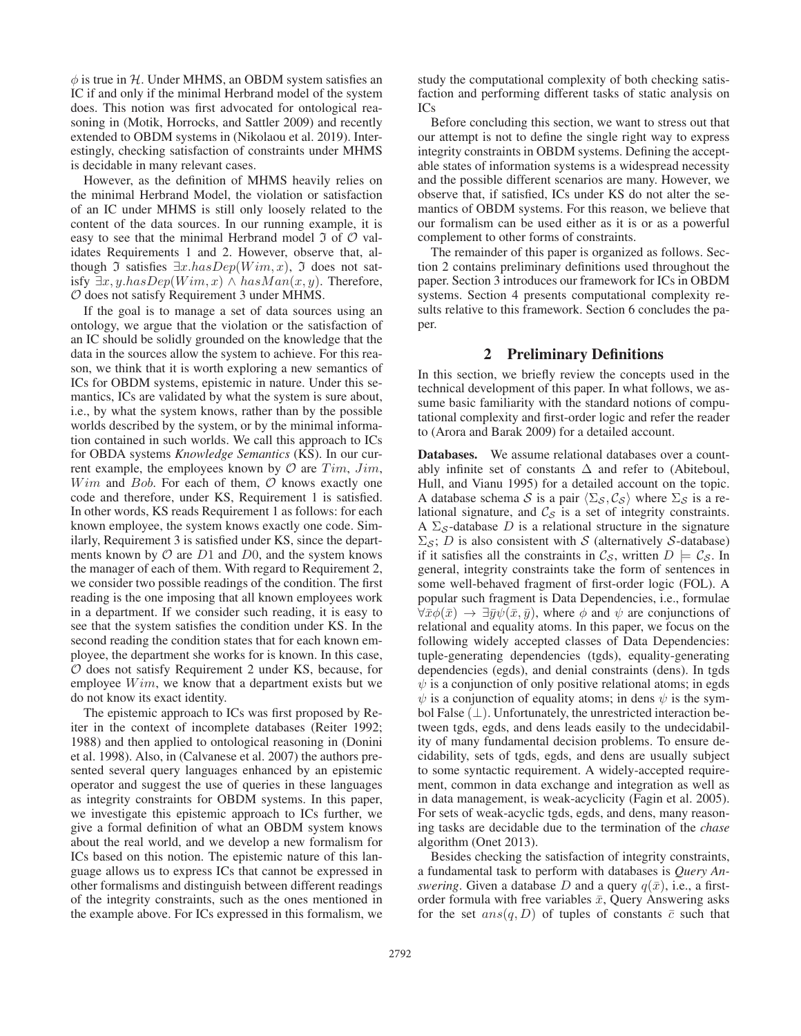$\phi$ is true in $\mathcal{H}$. Under MHMS, an OBDM system satisfies an IC if and only if the minimal Herbrand model of the system does. This notion was first advocated for ontological reasoning in (Motik, Horrocks, and Sattler 2009) and recently extended to OBDM systems in (Nikolaou et al. 2019). Interestingly, checking satisfaction of constraints under MHMS is decidable in many relevant cases.

However, as the definition of MHMS heavily relies on the minimal Herbrand Model, the violation or satisfaction of an IC under MHMS is still only loosely related to the content of the data sources. In our running example, it is easy to see that the minimal Herbrand model $\mathfrak{I}$ of $\mathcal{O}$ validates Requirements 1 and 2. However, observe that, although $\mathfrak{I}$ satisfies $\exists x.hasDep(Wim, x)$, $\mathfrak{I}$ does not satisfy $\exists x, y.hasDep(Wim, x) \wedge hasMan(x, y)$. Therefore, $\mathcal{O}$ does not satisfy Requirement 3 under MHMS.

If the goal is to manage a set of data sources using an ontology, we argue that the violation or the satisfaction of an IC should be solidly grounded on the knowledge that the data in the sources allow the system to achieve. For this reason, we think that it is worth exploring a new semantics of ICs for OBDM systems, epistemic in nature. Under this semantics, ICs are validated by what the system is sure about, i.e., by what the system knows, rather than by the possible worlds described by the system, or by the minimal information contained in such worlds. We call this approach to ICs for OBDA systems *Knowledge Semantics* (KS). In our current example, the employees known by $\mathcal{O}$ are $Tim$, $Jim$, $Wim$ and $Bob$. For each of them, $\mathcal{O}$ knows exactly one code and therefore, under KS, Requirement 1 is satisfied. In other words, KS reads Requirement 1 as follows: for each known employee, the system knows exactly one code. Similarly, Requirement 3 is satisfied under KS, since the departments known by $\mathcal{O}$ are $D1$ and $D0$, and the system knows the manager of each of them. With regard to Requirement 2, we consider two possible readings of the condition. The first reading is the one imposing that all known employees work in a department. If we consider such reading, it is easy to see that the system satisfies the condition under KS. In the second reading the condition states that for each known employee, the department she works for is known. In this case, $\mathcal{O}$ does not satisfy Requirement 2 under KS, because, for employee $Wim$, we know that a department exists but we do not know its exact identity.

The epistemic approach to ICs was first proposed by Reiter in the context of incomplete databases (Reiter 1992; 1988) and then applied to ontological reasoning in (Donini et al. 1998). Also, in (Calvanese et al. 2007) the authors presented several query languages enhanced by an epistemic operator and suggest the use of queries in these languages as integrity constraints for OBDM systems. In this paper, we investigate this epistemic approach to ICs further, we give a formal definition of what an OBDM system knows about the real world, and we develop a new formalism for ICs based on this notion. The epistemic nature of this language allows us to express ICs that cannot be expressed in other formalisms and distinguish between different readings of the integrity constraints, such as the ones mentioned in the example above. For ICs expressed in this formalism, we study the computational complexity of both checking satisfaction and performing different tasks of static analysis on ICs

Before concluding this section, we want to stress out that our attempt is not to define the single right way to express integrity constraints in OBDM systems. Defining the acceptable states of information systems is a widespread necessity and the possible different scenarios are many. However, we observe that, if satisfied, ICs under KS do not alter the semantics of OBDM systems. For this reason, we believe that our formalism can be used either as it is or as a powerful complement to other forms of constraints.

The remainder of this paper is organized as follows. Section 2 contains preliminary definitions used throughout the paper. Section 3 introduces our framework for ICs in OBDM systems. Section 4 presents computational complexity results relative to this framework. Section 6 concludes the paper.

## 2 Preliminary Definitions

In this section, we briefly review the concepts used in the technical development of this paper. In what follows, we assume basic familiarity with the standard notions of computational complexity and first-order logic and refer the reader to (Arora and Barak 2009) for a detailed account.

**Databases.** We assume relational databases over a countably infinite set of constants $\Delta$ and refer to (Abiteboul, Hull, and Vianu 1995) for a detailed account on the topic. A database schema $\mathcal{S}$ is a pair $\langle \Sigma_{\mathcal{S}}, \mathcal{C}_{\mathcal{S}} \rangle$ where $\Sigma_{\mathcal{S}}$ is a relational signature, and $\mathcal{C}_{\mathcal{S}}$ is a set of integrity constraints. A $\Sigma_{\mathcal{S}}$-database $D$ is a relational structure in the signature $\Sigma_{\mathcal{S}}$; $D$ is also consistent with $\mathcal{S}$ (alternatively $\mathcal{S}$-database) if it satisfies all the constraints in $\mathcal{C}_{\mathcal{S}}$, written $D \models \mathcal{C}_{\mathcal{S}}$. In general, integrity constraints take the form of sentences in some well-behaved fragment of first-order logic (FOL). A popular such fragment is Data Dependencies, i.e., formulae $\forall \bar{x} \phi(\bar{x}) \rightarrow \exists \bar{y} \psi(\bar{x}, \bar{y})$, where $\phi$ and $\psi$ are conjunctions of relational and equality atoms. In this paper, we focus on the following widely accepted classes of Data Dependencies: tuple-generating dependencies (tgds), equality-generating dependencies (egds), and denial constraints (dens). In tgds $\psi$ is a conjunction of only positive relational atoms; in egds $\psi$ is a conjunction of equality atoms; in dens $\psi$ is the symbol False ($\perp$). Unfortunately, the unrestricted interaction between tgds, egds, and dens leads easily to the undecidability of many fundamental decision problems. To ensure decidability, sets of tgds, egds, and dens are usually subject to some syntactic requirement. A widely-accepted requirement, common in data exchange and integration as well as in data management, is weak-acyclicity (Fagin et al. 2005). For sets of weak-acyclic tgds, egds, and dens, many reasoning tasks are decidable due to the termination of the *chase* algorithm (Onet 2013).

Besides checking the satisfaction of integrity constraints, a fundamental task to perform with databases is *Query Answering*. Given a database $D$ and a query $q(\bar{x})$, i.e., a first-order formula with free variables $\bar{x}$, Query Answering asks for the set $ans(q, D)$ of tuples of constants $\bar{c}$ such that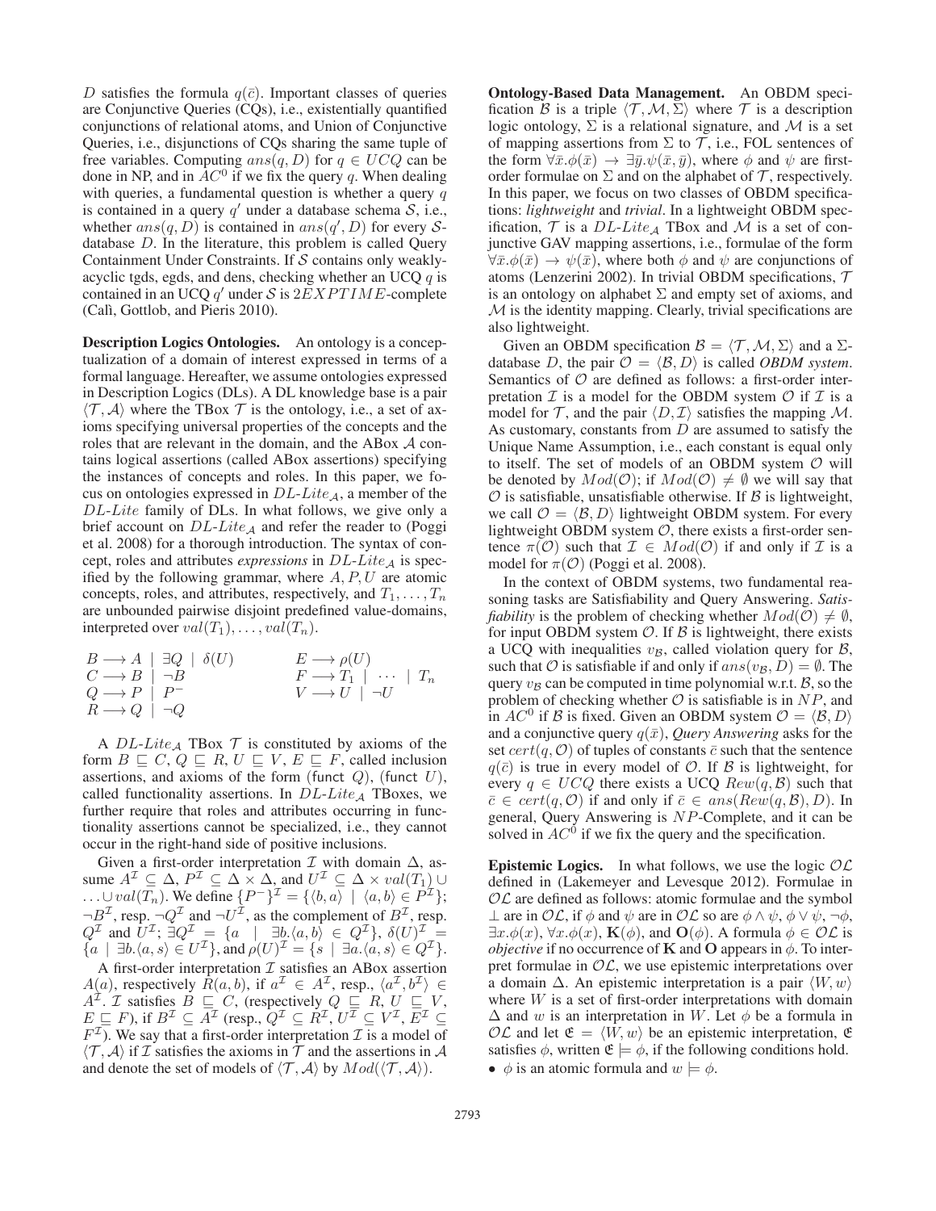$D$ satisfies the formula $q(\bar{c})$. Important classes of queries are Conjunctive Queries (CQs), i.e., existentially quantified conjunctions of relational atoms, and Union of Conjunctive Queries, i.e., disjunctions of CQs sharing the same tuple of free variables. Computing $ans(q, D)$ for $q \in UCQ$ can be done in NP, and in $AC^0$ if we fix the query $q$. When dealing with queries, a fundamental question is whether a query $q$ is contained in a query $q'$ under a database schema $\mathcal{S}$, i.e., whether $ans(q, D)$ is contained in $ans(q', D)$ for every $\mathcal{S}$-database $D$. In the literature, this problem is called Query Containment Under Constraints. If $\mathcal{S}$ contains only weakly-acyclic tgds, egds, and dens, checking whether an UCQ $q$ is contained in an UCQ $q'$ under $\mathcal{S}$ is $2EXPTIME$-complete (Calì, Gottlob, and Pieris 2010).

**Description Logics Ontologies.** An ontology is a conceptualization of a domain of interest expressed in terms of a formal language. Hereafter, we assume ontologies expressed in Description Logics (DLs). A DL knowledge base is a pair $\langle \mathcal{T}, \mathcal{A} \rangle$ where the TBox $\mathcal{T}$ is the ontology, i.e., a set of axioms specifying universal properties of the concepts and the roles that are relevant in the domain, and the ABox $\mathcal{A}$ contains logical assertions (called ABox assertions) specifying the instances of concepts and roles. In this paper, we focus on ontologies expressed in $DL\text{-}Lite_{\mathcal{A}}$, a member of the $DL\text{-}Lite$ family of DLs. In what follows, we give only a brief account on $DL\text{-}Lite_{\mathcal{A}}$ and refer the reader to (Poggi et al. 2008) for a thorough introduction. The syntax of concept, roles and attributes *expressions* in $DL\text{-}Lite_{\mathcal{A}}$ is specified by the following grammar, where $A, P, U$ are atomic concepts, roles, and attributes, respectively, and $T_1, \ldots, T_n$ are unbounded pairwise disjoint predefined value-domains, interpreted over $val(T_1), \ldots, val(T_n)$.

$$
\begin{array}{ll}
B \longrightarrow A \mid \exists Q \mid \delta(U) & E \longrightarrow \rho(U) \\
C \longrightarrow B \mid \neg B & F \longrightarrow T_1 \mid \cdots \mid T_n \\
Q \longrightarrow P \mid P^- & V \longrightarrow U \mid \neg U \\
R \longrightarrow Q \mid \neg Q &
\end{array}
$$

A $DL\text{-}Lite_{\mathcal{A}}$ TBox $\mathcal{T}$ is constituted by axioms of the form $B \sqsubseteq C$, $Q \sqsubseteq R$, $U \sqsubseteq V$, $E \sqsubseteq F$, called inclusion assertions, and axioms of the form $(\mathsf{funct}\ Q)$, $(\mathsf{funct}\ U)$, called functionality assertions. In $DL\text{-}Lite_{\mathcal{A}}$ TBoxes, we further require that roles and attributes occurring in functionality assertions cannot be specialized, i.e., they cannot occur in the right-hand side of positive inclusions.

Given a first-order interpretation $\mathcal{I}$ with domain $\Delta$, assume $A^{\mathcal{I}} \subseteq \Delta$, $P^{\mathcal{I}} \subseteq \Delta \times \Delta$, and $U^{\mathcal{I}} \subseteq \Delta \times val(T_1) \cup \ldots \cup val(T_n)$. We define $\{P^-\}^{\mathcal{I}} = \{\langle b, a \rangle \mid \langle a, b \rangle \in P^{\mathcal{I}}\}$; $\neg B^{\mathcal{I}}$, resp. $\neg Q^{\mathcal{I}}$ and $\neg U^{\mathcal{I}}$, as the complement of $B^{\mathcal{I}}$, resp. $Q^{\mathcal{I}}$ and $U^{\mathcal{I}}$; $\exists Q^{\mathcal{I}} = \{a \mid \exists b. \langle a, b \rangle \in Q^{\mathcal{I}}\}$, $\delta(U)^{\mathcal{I}} = \{a \mid \exists b. \langle a, s \rangle \in U^{\mathcal{I}}\}$, and $\rho(U)^{\mathcal{I}} = \{s \mid \exists a. \langle a, s \rangle \in Q^{\mathcal{I}}\}$.

A first-order interpretation $\mathcal{I}$ satisfies an ABox assertion $A(a)$, respectively $R(a, b)$, if $a^{\mathcal{I}} \in A^{\mathcal{I}}$, resp., $\langle a^{\mathcal{I}}, b^{\mathcal{I}} \rangle \in A^{\mathcal{I}}$. $\mathcal{I}$ satisfies $B \sqsubseteq C$, (respectively $Q \sqsubseteq R$, $U \sqsubseteq V$, $E \sqsubseteq F$), if $B^{\mathcal{I}} \subseteq A^{\mathcal{I}}$ (resp., $Q^{\mathcal{I}} \subseteq R^{\mathcal{I}}$, $U^{\mathcal{I}} \subseteq V^{\mathcal{I}}$, $E^{\mathcal{I}} \subseteq F^{\mathcal{I}}$). We say that a first-order interpretation $\mathcal{I}$ is a model of $\langle \mathcal{T}, \mathcal{A} \rangle$ if $\mathcal{I}$ satisfies the axioms in $\mathcal{T}$ and the assertions in $\mathcal{A}$ and denote the set of models of $\langle \mathcal{T}, \mathcal{A} \rangle$ by $Mod(\langle \mathcal{T}, \mathcal{A} \rangle)$.

**Ontology-Based Data Management.** An OBDM specification $\mathcal{B}$ is a triple $\langle \mathcal{T}, \mathcal{M}, \Sigma \rangle$ where $\mathcal{T}$ is a description logic ontology, $\Sigma$ is a relational signature, and $\mathcal{M}$ is a set of mapping assertions from $\Sigma$ to $\mathcal{T}$, i.e., FOL sentences of the form $\forall \bar{x}. \phi(\bar{x}) \rightarrow \exists \bar{y}. \psi(\bar{x}, \bar{y})$, where $\phi$ and $\psi$ are first-order formulae on $\Sigma$ and on the alphabet of $\mathcal{T}$, respectively. In this paper, we focus on two classes of OBDM specifications: *lightweight* and *trivial*. In a lightweight OBDM specification, $\mathcal{T}$ is a $DL\text{-}Lite_{\mathcal{A}}$ TBox and $\mathcal{M}$ is a set of conjunctive GAV mapping assertions, i.e., formulae of the form $\forall \bar{x}. \phi(\bar{x}) \rightarrow \psi(\bar{x})$, where both $\phi$ and $\psi$ are conjunctions of atoms (Lenzerini 2002). In trivial OBDM specifications, $\mathcal{T}$ is an ontology on alphabet $\Sigma$ and empty set of axioms, and $\mathcal{M}$ is the identity mapping. Clearly, trivial specifications are also lightweight.

Given an OBDM specification $\mathcal{B} = \langle \mathcal{T}, \mathcal{M}, \Sigma \rangle$ and a $\Sigma$-database $D$, the pair $\mathcal{O} = \langle \mathcal{B}, D \rangle$ is called *OBDM system*. Semantics of $\mathcal{O}$ are defined as follows: a first-order interpretation $\mathcal{I}$ is a model for the OBDM system $\mathcal{O}$ if $\mathcal{I}$ is a model for $\mathcal{T}$, and the pair $\langle D, \mathcal{I} \rangle$ satisfies the mapping $\mathcal{M}$. As customary, constants from $D$ are assumed to satisfy the Unique Name Assumption, i.e., each constant is equal only to itself. The set of models of an OBDM system $\mathcal{O}$ will be denoted by $Mod(\mathcal{O})$; if $Mod(\mathcal{O}) \neq \emptyset$ we will say that $\mathcal{O}$ is satisfiable, unsatisfiable otherwise. If $\mathcal{B}$ is lightweight, we call $\mathcal{O} = \langle \mathcal{B}, D \rangle$ lightweight OBDM system. For every lightweight OBDM system $\mathcal{O}$, there exists a first-order sentence $\pi(\mathcal{O})$ such that $\mathcal{I} \in Mod(\mathcal{O})$ if and only if $\mathcal{I}$ is a model for $\pi(\mathcal{O})$ (Poggi et al. 2008).

In the context of OBDM systems, two fundamental reasoning tasks are Satisfiability and Query Answering. *Satisfiability* is the problem of checking whether $Mod(\mathcal{O}) \neq \emptyset$, for input OBDM system $\mathcal{O}$. If $\mathcal{B}$ is lightweight, there exists a UCQ with inequalities $v_{\mathcal{B}}$, called violation query for $\mathcal{B}$, such that $\mathcal{O}$ is satisfiable if and only if $ans(v_{\mathcal{B}}, D) = \emptyset$. The query $v_{\mathcal{B}}$ can be computed in time polynomial w.r.t. $\mathcal{B}$, so the problem of checking whether $\mathcal{O}$ is satisfiable is in $NP$, and in $AC^0$ if $\mathcal{B}$ is fixed. Given an OBDM system $\mathcal{O} = \langle \mathcal{B}, D \rangle$ and a conjunctive query $q(\bar{x})$, *Query Answering* asks for the set $cert(q, \mathcal{O})$ of tuples of constants $\bar{c}$ such that the sentence $q(\bar{c})$ is true in every model of $\mathcal{O}$. If $\mathcal{B}$ is lightweight, for every $q \in UCQ$ there exists a UCQ $Rew(q, \mathcal{B})$ such that $\bar{c} \in cert(q, \mathcal{O})$ if and only if $\bar{c} \in ans(Rew(q, \mathcal{B}), D)$. In general, Query Answering is $NP$-Complete, and it can be solved in $AC^0$ if we fix the query and the specification.

**Epistemic Logics.** In what follows, we use the logic $\mathcal{OL}$ defined in (Lakemeyer and Levesque 2012). Formulae in $\mathcal{OL}$ are defined as follows: atomic formulae and the symbol $\perp$ are in $\mathcal{OL}$, if $\phi$ and $\psi$ are in $\mathcal{OL}$ so are $\phi \wedge \psi$, $\phi \vee \psi$, $\neg \phi$, $\exists x. \phi(x)$, $\forall x. \phi(x)$, $\mathbf{K}(\phi)$, and $\mathbf{O}(\phi)$. A formula $\phi \in \mathcal{OL}$ is *objective* if no occurrence of $\mathbf{K}$ and $\mathbf{O}$ appears in $\phi$. To interpret formulae in $\mathcal{OL}$, we use epistemic interpretations over a domain $\Delta$. An epistemic interpretation is a pair $\langle W, w \rangle$ where $W$ is a set of first-order interpretations with domain $\Delta$ and $w$ is an interpretation in $W$. Let $\phi$ be a formula in $\mathcal{OL}$ and let $\mathfrak{E} = \langle W, w \rangle$ be an epistemic interpretation, $\mathfrak{E}$ satisfies $\phi$, written $\mathfrak{E} \models \phi$, if the following conditions hold.

- $\phi$ is an atomic formula and $w \models \phi$.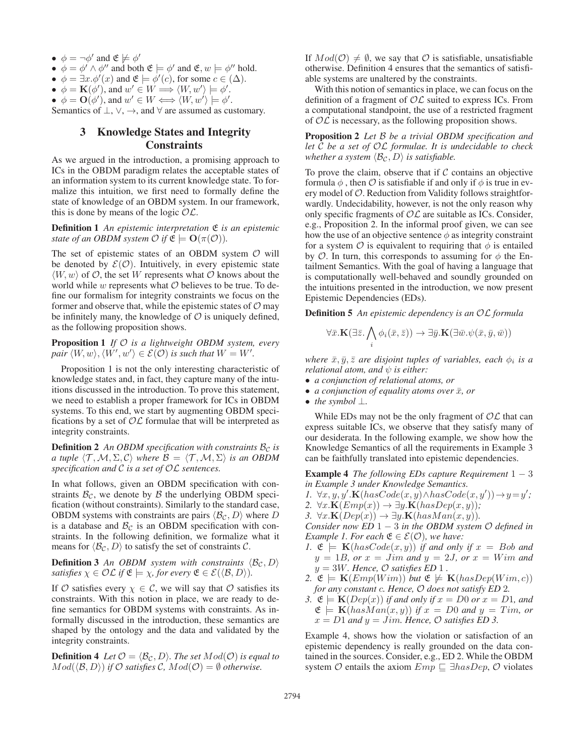- $\phi = \neg\phi'$ and $\mathfrak{E} \not\models \phi'$
- $\phi = \phi' \wedge \phi''$ and both $\mathfrak{E} \models \phi'$ and $\mathfrak{E}, w \models \phi''$ hold.
- $\phi = \exists x.\phi'(x)$ and $\mathfrak{E} \models \phi'(c)$, for some $c \in (\Delta)$.
- $\phi = \mathbf{K}(\phi')$, and $w' \in W \Longrightarrow \langle W, w' \rangle \models \phi'$.
- $\phi = \mathbf{O}(\phi')$, and $w' \in W \Longleftrightarrow \langle W, w' \rangle \models \phi'$.

Semantics of $\bot$, $\vee$, $\rightarrow$, and $\forall$ are assumed as customary.

## 3 Knowledge States and Integrity Constraints

As we argued in the introduction, a promising approach to ICs in the OBDM paradigm relates the acceptable states of an information system to its current knowledge state. To formalize this intuition, we first need to formally define the state of knowledge of an OBDM system. In our framework, this is done by means of the logic $\mathcal{OL}$.

**Definition 1** *An epistemic interpretation $\mathfrak{E}$ is an epistemic state of an OBDM system $\mathcal{O}$ if $\mathfrak{E} \models \mathbf{O}(\pi(\mathcal{O}))$.*

The set of epistemic states of an OBDM system $\mathcal{O}$ will be denoted by $\mathcal{E}(\mathcal{O})$. Intuitively, in every epistemic state $\langle W, w \rangle$ of $\mathcal{O}$, the set $W$ represents what $\mathcal{O}$ knows about the world while $w$ represents what $\mathcal{O}$ believes to be true. To define our formalism for integrity constraints we focus on the former and observe that, while the epistemic states of $\mathcal{O}$ may be infinitely many, the knowledge of $\mathcal{O}$ is uniquely defined, as the following proposition shows.

**Proposition 1** *If $\mathcal{O}$ is a lightweight OBDM system, every pair $\langle W, w \rangle, \langle W', w' \rangle \in \mathcal{E}(\mathcal{O})$ is such that $W = W'$.*

Proposition 1 is not the only interesting characteristic of knowledge states and, in fact, they capture many of the intuitions discussed in the introduction. To prove this statement, we need to establish a proper framework for ICs in OBDM systems. To this end, we start by augmenting OBDM specifications by a set of $\mathcal{OL}$ formulae that will be interpreted as integrity constraints.

**Definition 2** *An OBDM specification with constraints $\mathcal{B}_{\mathcal{C}}$ is a tuple $\langle \mathcal{T}, \mathcal{M}, \Sigma, \mathcal{C} \rangle$ where $\mathcal{B} = \langle \mathcal{T}, \mathcal{M}, \Sigma \rangle$ is an OBDM specification and $\mathcal{C}$ is a set of $\mathcal{OL}$ sentences.*

In what follows, given an OBDM specification with constraints $\mathcal{B}_{\mathcal{C}}$, we denote by $\mathcal{B}$ the underlying OBDM specification (without constraints). Similarly to the standard case, OBDM systems with constraints are pairs $\langle \mathcal{B}_{\mathcal{C}}, D \rangle$ where $D$ is a database and $\mathcal{B}_{\mathcal{C}}$ is an OBDM specification with constraints. In the following definition, we formalize what it means for $\langle \mathcal{B}_{\mathcal{C}}, D \rangle$ to satisfy the set of constraints $\mathcal{C}$.

**Definition 3** *An OBDM system with constraints $\langle \mathcal{B}_{\mathcal{C}}, D \rangle$ satisfies $\chi \in \mathcal{OL}$ if $\mathfrak{E} \models \chi$, for every $\mathfrak{E} \in \mathcal{E}(\langle \mathcal{B}, D \rangle)$.*

If $\mathcal{O}$ satisfies every $\chi \in \mathcal{C}$, we will say that $\mathcal{O}$ satisfies its constraints. With this notion in place, we are ready to define semantics for OBDM systems with constraints. As informally discussed in the introduction, these semantics are shaped by the ontology and the data and validated by the integrity constraints.

**Definition 4** *Let $\mathcal{O} = \langle \mathcal{B}_{\mathcal{C}}, D \rangle$. The set $Mod(\mathcal{O})$ is equal to $Mod(\langle \mathcal{B}, D \rangle)$ if $\mathcal{O}$ satisfies $\mathcal{C}$, $Mod(\mathcal{O}) = \emptyset$ otherwise.*

If $Mod(\mathcal{O}) \neq \emptyset$, we say that $\mathcal{O}$ is satisfiable, unsatisfiable otherwise. Definition 4 ensures that the semantics of satisfiable systems are unaltered by the constraints.

With this notion of semantics in place, we can focus on the definition of a fragment of $\mathcal{OL}$ suited to express ICs. From a computational standpoint, the use of a restricted fragment of $\mathcal{OL}$ is necessary, as the following proposition shows.

**Proposition 2** *Let $\mathcal{B}$ be a trivial OBDM specification and let $\mathcal{C}$ be a set of $\mathcal{OL}$ formulae. It is undecidable to check whether a system $\langle \mathcal{B}_{\mathcal{C}}, D \rangle$ is satisfiable.*

To prove the claim, observe that if $\mathcal{C}$ contains an objective formula $\phi$, then $\mathcal{O}$ is satisfiable if and only if $\phi$ is true in every model of $\mathcal{O}$. Reduction from Validity follows straightforwardly. Undecidability, however, is not the only reason why only specific fragments of $\mathcal{OL}$ are suitable as ICs. Consider, e.g., Proposition 2. In the informal proof given, we can see how the use of an objective sentence $\phi$ as integrity constraint for a system $\mathcal{O}$ is equivalent to requiring that $\phi$ is entailed by $\mathcal{O}$. In turn, this corresponds to assuming for $\phi$ the Entailment Semantics. With the goal of having a language that is computationally well-behaved and soundly grounded on the intuitions presented in the introduction, we now present Epistemic Dependencies (EDs).

**Definition 5** *An epistemic dependency is an $\mathcal{OL}$ formula*

$$\forall \bar{x}.\mathbf{K}(\exists \bar{z}. \bigwedge_i \phi_i(\bar{x}, \bar{z})) \rightarrow \exists \bar{y}.\mathbf{K}(\exists \bar{w}.\psi(\bar{x}, \bar{y}, \bar{w}))$$

*where $\bar{x}, \bar{y}, \bar{z}$ are disjoint tuples of variables, each $\phi_i$ is a relational atom, and $\psi$ is either:*

- *a conjunction of relational atoms, or*
- *a conjunction of equality atoms over $\bar{x}$, or*
- *the symbol $\bot$.*

While EDs may not be the only fragment of $\mathcal{OL}$ that can express suitable ICs, we observe that they satisfy many of our desiderata. In the following example, we show how the Knowledge Semantics of all the requirements in Example 3 can be faithfully translated into epistemic dependencies.

**Example 4** *The following EDs capture Requirement $1-3$ in Example 3 under Knowledge Semantics.*

1. $\forall x, y, y'.\mathbf{K}(hasCode(x, y) \wedge hasCode(x, y')) \rightarrow y = y'$;
2. $\forall x.\mathbf{K}(Emp(x)) \rightarrow \exists y.\mathbf{K}(hasDep(x, y))$;
3. $\forall x.\mathbf{K}(Dep(x)) \rightarrow \exists y.\mathbf{K}(hasMan(x, y))$.

*Consider now ED $1-3$ in the OBDM system $\mathcal{O}$ defined in Example 1. For each $\mathfrak{E} \in \mathcal{E}(\mathcal{O})$, we have:*

1. *$\mathfrak{E} \models \mathbf{K}(hasCode(x, y))$ if and only if $x = Bob$ and $y = 1B$, or $x = Jim$ and $y = 2J$, or $x = Wim$ and $y = 3W$. Hence, $\mathcal{O}$ satisfies ED 1.*
2. *$\mathfrak{E} \models \mathbf{K}(Emp(Wim))$ but $\mathfrak{E} \not\models \mathbf{K}(hasDep(Wim, c))$ for any constant $c$. Hence, $\mathcal{O}$ does not satisfy ED 2.*
3. *$\mathfrak{E} \models \mathbf{K}(Dep(x))$ if and only if $x = D0$ or $x = D1$, and $\mathfrak{E} \models \mathbf{K}(hasMan(x, y))$ if $x = D0$ and $y = Tim$, or $x = D1$ and $y = Jim$. Hence, $\mathcal{O}$ satisfies ED 3.*

Example 4, shows how the violation or satisfaction of an epistemic dependency is really grounded on the data contained in the sources. Consider, e.g., ED 2. While the OBDM system $\mathcal{O}$ entails the axiom $Emp \sqsubseteq \exists hasDep$, $\mathcal{O}$ violates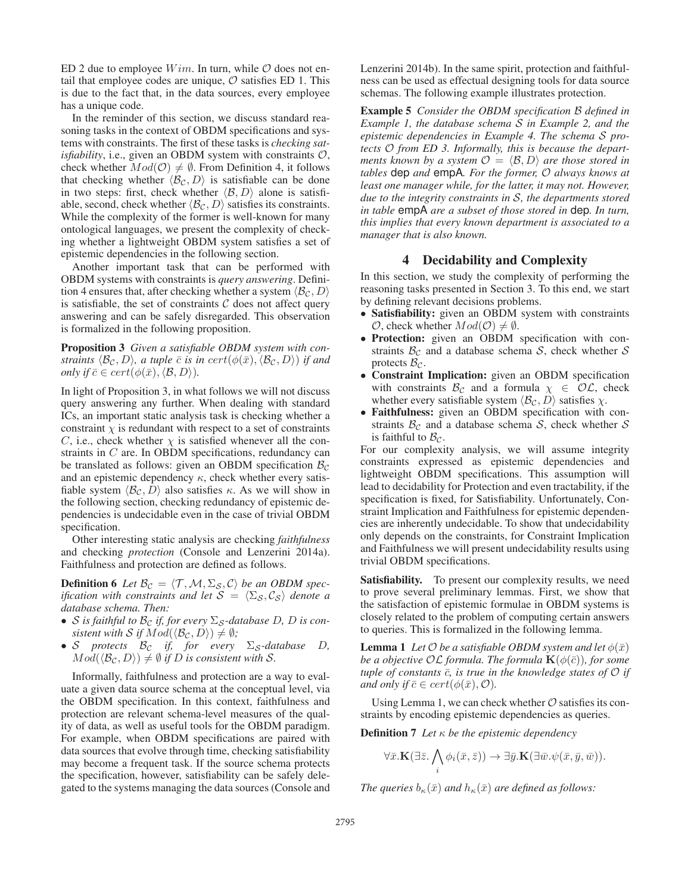ED 2 due to employee $Wim$. In turn, while $\mathcal{O}$ does not entail that employee codes are unique, $\mathcal{O}$ satisfies ED 1. This is due to the fact that, in the data sources, every employee has a unique code.

In the reminder of this section, we discuss standard reasoning tasks in the context of OBDM specifications and systems with constraints. The first of these tasks is *checking satisfiability*, i.e., given an OBDM system with constraints $\mathcal{O}$, check whether $Mod(\mathcal{O}) \neq \emptyset$. From Definition 4, it follows that checking whether $\langle \mathcal{B}_{\mathcal{C}}, D \rangle$ is satisfiable can be done in two steps: first, check whether $\langle \mathcal{B}, D \rangle$ alone is satisfiable, second, check whether $\langle \mathcal{B}_{\mathcal{C}}, D \rangle$ satisfies its constraints. While the complexity of the former is well-known for many ontological languages, we present the complexity of checking whether a lightweight OBDM system satisfies a set of epistemic dependencies in the following section.

Another important task that can be performed with OBDM systems with constraints is *query answering*. Definition 4 ensures that, after checking whether a system $\langle \mathcal{B}_{\mathcal{C}}, D \rangle$ is satisfiable, the set of constraints $\mathcal{C}$ does not affect query answering and can be safely disregarded. This observation is formalized in the following proposition.

**Proposition 3** *Given a satisfiable OBDM system with constraints $\langle \mathcal{B}_{\mathcal{C}}, D \rangle$, a tuple $\bar{c}$ is in $cert(\phi(\bar{x}), \langle \mathcal{B}_{\mathcal{C}}, D \rangle)$ if and only if $\bar{c} \in cert(\phi(\bar{x}), \langle \mathcal{B}, D \rangle)$.*

In light of Proposition 3, in what follows we will not discuss query answering any further. When dealing with standard ICs, an important static analysis task is checking whether a constraint $\chi$ is redundant with respect to a set of constraints $C$, i.e., check whether $\chi$ is satisfied whenever all the constraints in $C$ are. In OBDM specifications, redundancy can be translated as follows: given an OBDM specification $\mathcal{B}_{\mathcal{C}}$ and an epistemic dependency $\kappa$, check whether every satisfiable system $\langle \mathcal{B}_{\mathcal{C}}, D \rangle$ also satisfies $\kappa$. As we will show in the following section, checking redundancy of epistemic dependencies is undecidable even in the case of trivial OBDM specification.

Other interesting static analysis are checking *faithfulness* and checking *protection* (Console and Lenzerini 2014a). Faithfulness and protection are defined as follows.

**Definition 6** *Let $\mathcal{B}_{\mathcal{C}} = \langle \mathcal{T}, \mathcal{M}, \Sigma_{\mathcal{S}}, \mathcal{C} \rangle$ be an OBDM specification with constraints and let $\mathcal{S} = \langle \Sigma_{\mathcal{S}}, \mathcal{C}_{\mathcal{S}} \rangle$ denote a database schema. Then:*

- *$\mathcal{S}$ is faithful to $\mathcal{B}_{\mathcal{C}}$ if, for every $\Sigma_{\mathcal{S}}$-database $D$, $D$ is consistent with $\mathcal{S}$ if $Mod(\langle \mathcal{B}_{\mathcal{C}}, D \rangle) \neq \emptyset$;*
- *$\mathcal{S}$ protects $\mathcal{B}_{\mathcal{C}}$ if, for every $\Sigma_{\mathcal{S}}$-database $D$, $Mod(\langle \mathcal{B}_{\mathcal{C}}, D \rangle) \neq \emptyset$ if $D$ is consistent with $\mathcal{S}$.*

Informally, faithfulness and protection are a way to evaluate a given data source schema at the conceptual level, via the OBDM specification. In this context, faithfulness and protection are relevant schema-level measures of the quality of data, as well as useful tools for the OBDM paradigm. For example, when OBDM specifications are paired with data sources that evolve through time, checking satisfiability may become a frequent task. If the source schema protects the specification, however, satisfiability can be safely delegated to the systems managing the data sources (Console and Lenzerini 2014b). In the same spirit, protection and faithfulness can be used as effectual designing tools for data source schemas. The following example illustrates protection.

**Example 5** *Consider the OBDM specification $\mathcal{B}$ defined in Example 1, the database schema $\mathcal{S}$ in Example 2, and the epistemic dependencies in Example 4. The schema $\mathcal{S}$ protects $\mathcal{O}$ from ED 3. Informally, this is because the departments known by a system $\mathcal{O} = \langle \mathcal{B}, D \rangle$ are those stored in tables* dep *and* empA*. For the former, $\mathcal{O}$ always knows at least one manager while, for the latter, it may not. However, due to the integrity constraints in $\mathcal{S}$, the departments stored in table* empA *are a subset of those stored in* dep*. In turn, this implies that every known department is associated to a manager that is also known.*

## 4 Decidability and Complexity

In this section, we study the complexity of performing the reasoning tasks presented in Section 3. To this end, we start by defining relevant decisions problems.

- **Satisfiability:** given an OBDM system with constraints $\mathcal{O}$, check whether $Mod(\mathcal{O}) \neq \emptyset$.
- **Protection:** given an OBDM specification with constraints $\mathcal{B}_{\mathcal{C}}$ and a database schema $\mathcal{S}$, check whether $\mathcal{S}$ protects $\mathcal{B}_{\mathcal{C}}$.
- **Constraint Implication:** given an OBDM specification with constraints $\mathcal{B}_{\mathcal{C}}$ and a formula $\chi \in \mathcal{OL}$, check whether every satisfiable system $\langle \mathcal{B}_{\mathcal{C}}, D \rangle$ satisfies $\chi$.
- **Faithfulness:** given an OBDM specification with constraints $\mathcal{B}_{\mathcal{C}}$ and a database schema $\mathcal{S}$, check whether $\mathcal{S}$ is faithful to $\mathcal{B}_{\mathcal{C}}$.

For our complexity analysis, we will assume integrity constraints expressed as epistemic dependencies and lightweight OBDM specifications. This assumption will lead to decidability for Protection and even tractability, if the specification is fixed, for Satisfiability. Unfortunately, Constraint Implication and Faithfulness for epistemic dependencies are inherently undecidable. To show that undecidability only depends on the constraints, for Constraint Implication and Faithfulness we will present undecidability results using trivial OBDM specifications.

**Satisfiability.** To present our complexity results, we need to prove several preliminary lemmas. First, we show that the satisfaction of epistemic formulae in OBDM systems is closely related to the problem of computing certain answers to queries. This is formalized in the following lemma.

**Lemma 1** *Let $\mathcal{O}$ be a satisfiable OBDM system and let $\phi(\bar{x})$ be a objective $\mathcal{OL}$ formula. The formula $\mathbf{K}(\phi(\bar{c}))$, for some tuple of constants $\bar{c}$, is true in the knowledge states of $\mathcal{O}$ if and only if $\bar{c} \in cert(\phi(\bar{x}), \mathcal{O})$.*

Using Lemma 1, we can check whether $\mathcal{O}$ satisfies its constraints by encoding epistemic dependencies as queries.

**Definition 7** *Let $\kappa$ be the epistemic dependency*

$$\forall \bar{x}.\mathbf{K}(\exists \bar{z}. \bigwedge_i \phi_i(\bar{x}, \bar{z})) \rightarrow \exists \bar{y}.\mathbf{K}(\exists \bar{w}.\psi(\bar{x}, \bar{y}, \bar{w})).$$

*The queries $b_\kappa(\bar{x})$ and $h_\kappa(\bar{x})$ are defined as follows:*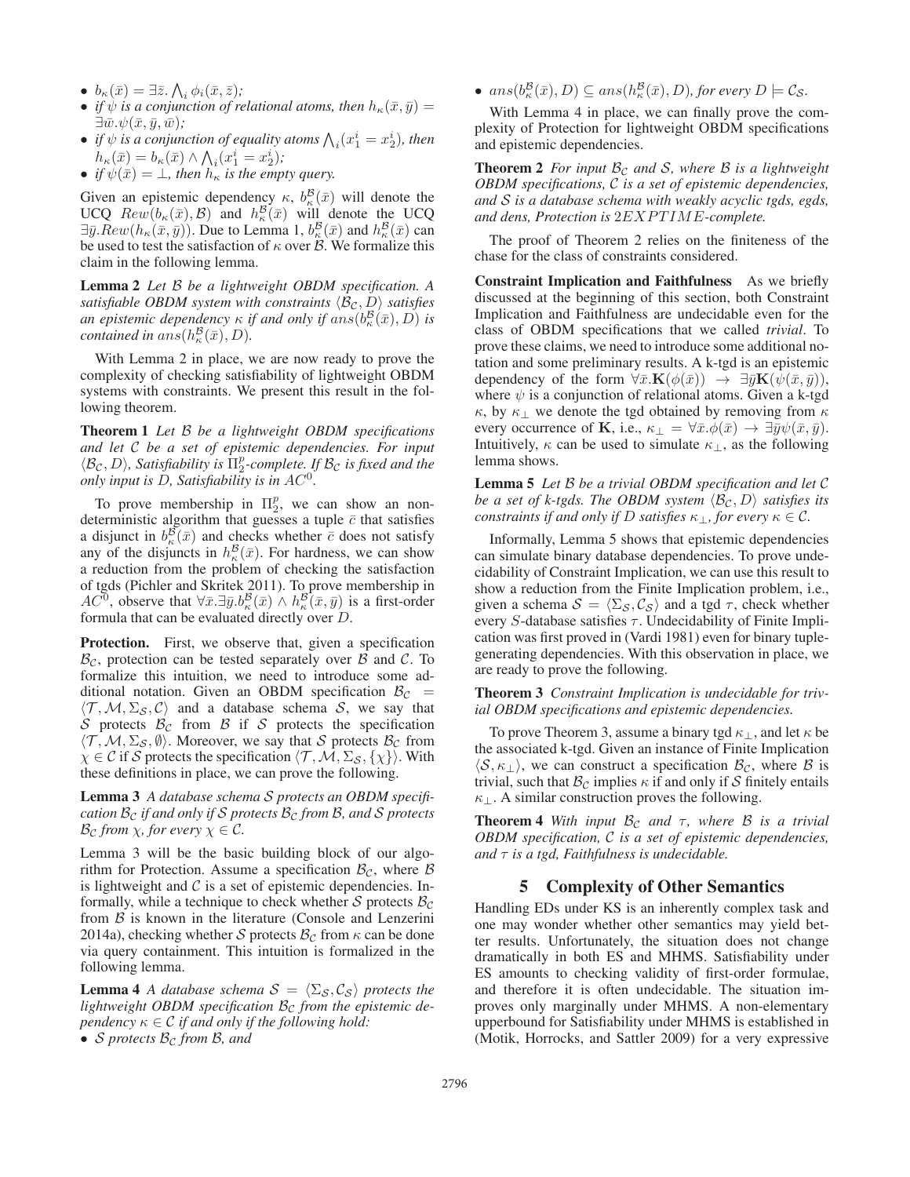- $b_\kappa(\bar{x}) = \exists \bar{z}. \bigwedge_i \phi_i(\bar{x}, \bar{z})$;
- if $\psi$ is a conjunction of relational atoms, then $h_\kappa(\bar{x}, \bar{y}) = \exists \bar{w}. \psi(\bar{x}, \bar{y}, \bar{w})$;
- if $\psi$ is a conjunction of equality atoms $\bigwedge_i (x_1^i = x_2^i)$, then $h_\kappa(\bar{x}) = b_\kappa(\bar{x}) \wedge \bigwedge_i (x_1^i = x_2^i)$;
- if $\psi(\bar{x}) = \bot$, then $h_\kappa$ is the empty query.

Given an epistemic dependency $\kappa$, $b_\kappa^{\mathcal{B}}(\bar{x})$ will denote the UCQ $Rew(b_\kappa(\bar{x}), \mathcal{B})$ and $h_\kappa^{\mathcal{B}}(\bar{x})$ will denote the UCQ $\exists \bar{y}. Rew(h_\kappa(\bar{x}, \bar{y}))$. Due to Lemma 1, $b_\kappa^{\mathcal{B}}(\bar{x})$ and $h_\kappa^{\mathcal{B}}(\bar{x})$ can be used to test the satisfaction of $\kappa$ over $\mathcal{B}$. We formalize this claim in the following lemma.

**Lemma 2** *Let $\mathcal{B}$ be a lightweight OBDM specification. A satisfiable OBDM system with constraints $\langle \mathcal{B}_{\mathcal{C}}, D \rangle$ satisfies an epistemic dependency $\kappa$ if and only if $ans(b_\kappa^{\mathcal{B}}(\bar{x}), D)$ is contained in $ans(h_\kappa^{\mathcal{B}}(\bar{x}), D)$.*

With Lemma 2 in place, we are now ready to prove the complexity of checking satisfiability of lightweight OBDM systems with constraints. We present this result in the following theorem.

**Theorem 1** *Let $\mathcal{B}$ be a lightweight OBDM specifications and let $\mathcal{C}$ be a set of epistemic dependencies. For input $\langle \mathcal{B}_{\mathcal{C}}, D \rangle$, Satisfiability is $\Pi_2^p$-complete. If $\mathcal{B}_{\mathcal{C}}$ is fixed and the only input is $D$, Satisfiability is in $AC^0$.*

To prove membership in $\Pi_2^p$, we can show an non-deterministic algorithm that guesses a tuple $\bar{c}$ that satisfies a disjunct in $b_\kappa^{\mathcal{B}}(\bar{x})$ and checks whether $\bar{c}$ does not satisfy any of the disjuncts in $h_\kappa^{\mathcal{B}}(\bar{x})$. For hardness, we can show a reduction from the problem of checking the satisfaction of tgds (Pichler and Skritek 2011). To prove membership in $AC^0$, observe that $\forall \bar{x}. \exists \bar{y}. b_\kappa^{\mathcal{B}}(\bar{x}) \wedge h_\kappa^{\mathcal{B}}(\bar{x}, \bar{y})$ is a first-order formula that can be evaluated directly over $D$.

**Protection.** First, we observe that, given a specification $\mathcal{B}_{\mathcal{C}}$, protection can be tested separately over $\mathcal{B}$ and $\mathcal{C}$. To formalize this intuition, we need to introduce some additional notation. Given an OBDM specification $\mathcal{B}_{\mathcal{C}} = \langle \mathcal{T}, \mathcal{M}, \Sigma_{\mathcal{S}}, \mathcal{C} \rangle$ and a database schema $\mathcal{S}$, we say that $\mathcal{S}$ protects $\mathcal{B}_{\mathcal{C}}$ from $\mathcal{B}$ if $\mathcal{S}$ protects the specification $\langle \mathcal{T}, \mathcal{M}, \Sigma_{\mathcal{S}}, \emptyset \rangle$. Moreover, we say that $\mathcal{S}$ protects $\mathcal{B}_{\mathcal{C}}$ from $\chi \in \mathcal{C}$ if $\mathcal{S}$ protects the specification $\langle \mathcal{T}, \mathcal{M}, \Sigma_{\mathcal{S}}, \{\chi\} \rangle$. With these definitions in place, we can prove the following.

**Lemma 3** *A database schema $\mathcal{S}$ protects an OBDM specification $\mathcal{B}_{\mathcal{C}}$ if and only if $\mathcal{S}$ protects $\mathcal{B}_{\mathcal{C}}$ from $\mathcal{B}$, and $\mathcal{S}$ protects $\mathcal{B}_{\mathcal{C}}$ from $\chi$, for every $\chi \in \mathcal{C}$.*

Lemma 3 will be the basic building block of our algorithm for Protection. Assume a specification $\mathcal{B}_{\mathcal{C}}$, where $\mathcal{B}$ is lightweight and $\mathcal{C}$ is a set of epistemic dependencies. Informally, while a technique to check whether $\mathcal{S}$ protects $\mathcal{B}_{\mathcal{C}}$ from $\mathcal{B}$ is known in the literature (Console and Lenzerini 2014a), checking whether $\mathcal{S}$ protects $\mathcal{B}_{\mathcal{C}}$ from $\kappa$ can be done via query containment. This intuition is formalized in the following lemma.

**Lemma 4** *A database schema $\mathcal{S} = \langle \Sigma_{\mathcal{S}}, \mathcal{C}_{\mathcal{S}} \rangle$ protects the lightweight OBDM specification $\mathcal{B}_{\mathcal{C}}$ from the epistemic dependency $\kappa \in \mathcal{C}$ if and only if the following hold:*

- *$\mathcal{S}$ protects $\mathcal{B}_{\mathcal{C}}$ from $\mathcal{B}$, and*
- *$ans(b_\kappa^{\mathcal{B}}(\bar{x}), D) \subseteq ans(h_\kappa^{\mathcal{B}}(\bar{x}), D)$, for every $D \models \mathcal{C}_{\mathcal{S}}$.*

With Lemma 4 in place, we can finally prove the complexity of Protection for lightweight OBDM specifications and epistemic dependencies.

**Theorem 2** *For input $\mathcal{B}_{\mathcal{C}}$ and $\mathcal{S}$, where $\mathcal{B}$ is a lightweight OBDM specifications, $\mathcal{C}$ is a set of epistemic dependencies, and $\mathcal{S}$ is a database schema with weakly acyclic tgds, egds, and dens, Protection is $2EXPTIME$-complete.*

The proof of Theorem 2 relies on the finiteness of the chase for the class of constraints considered.

**Constraint Implication and Faithfulness** As we briefly discussed at the beginning of this section, both Constraint Implication and Faithfulness are undecidable even for the class of OBDM specifications that we called *trivial*. To prove these claims, we need to introduce some additional notation and some preliminary results. A k-tgd is an epistemic dependency of the form $\forall \bar{x}. \mathbf{K}(\phi(\bar{x})) \rightarrow \exists \bar{y} \mathbf{K}(\psi(\bar{x}, \bar{y}))$, where $\psi$ is a conjunction of relational atoms. Given a k-tgd $\kappa$, by $\kappa_\bot$ we denote the tgd obtained by removing from $\kappa$ every occurrence of $\mathbf{K}$, i.e., $\kappa_\bot = \forall \bar{x}. \phi(\bar{x}) \rightarrow \exists \bar{y} \psi(\bar{x}, \bar{y})$. Intuitively, $\kappa$ can be used to simulate $\kappa_\bot$, as the following lemma shows.

**Lemma 5** *Let $\mathcal{B}$ be a trivial OBDM specification and let $\mathcal{C}$ be a set of k-tgds. The OBDM system $\langle \mathcal{B}_{\mathcal{C}}, D \rangle$ satisfies its constraints if and only if $D$ satisfies $\kappa_\bot$, for every $\kappa \in \mathcal{C}$.*

Informally, Lemma 5 shows that epistemic dependencies can simulate binary database dependencies. To prove undecidability of Constraint Implication, we can use this result to show a reduction from the Finite Implication problem, i.e., given a schema $\mathcal{S} = \langle \Sigma_{\mathcal{S}}, \mathcal{C}_{\mathcal{S}} \rangle$ and a tgd $\tau$, check whether every $S$-database satisfies $\tau$. Undecidability of Finite Implication was first proved in (Vardi 1981) even for binary tuple-generating dependencies. With this observation in place, we are ready to prove the following.

**Theorem 3** *Constraint Implication is undecidable for trivial OBDM specifications and epistemic dependencies.*

To prove Theorem 3, assume a binary tgd $\kappa_\bot$, and let $\kappa$ be the associated k-tgd. Given an instance of Finite Implication $\langle \mathcal{S}, \kappa_\bot \rangle$, we can construct a specification $\mathcal{B}_{\mathcal{C}}$, where $\mathcal{B}$ is trivial, such that $\mathcal{B}_{\mathcal{C}}$ implies $\kappa$ if and only if $\mathcal{S}$ finitely entails $\kappa_\bot$. A similar construction proves the following.

**Theorem 4** *With input $\mathcal{B}_{\mathcal{C}}$ and $\tau$, where $\mathcal{B}$ is a trivial OBDM specification, $\mathcal{C}$ is a set of epistemic dependencies, and $\tau$ is a tgd, Faithfulness is undecidable.*

## 5 Complexity of Other Semantics

Handling EDs under KS is an inherently complex task and one may wonder whether other semantics may yield better results. Unfortunately, the situation does not change dramatically in both ES and MHMS. Satisfiability under ES amounts to checking validity of first-order formulae, and therefore it is often undecidable. The situation improves only marginally under MHMS. A non-elementary upperbound for Satisfiability under MHMS is established in (Motik, Horrocks, and Sattler 2009) for a very expressive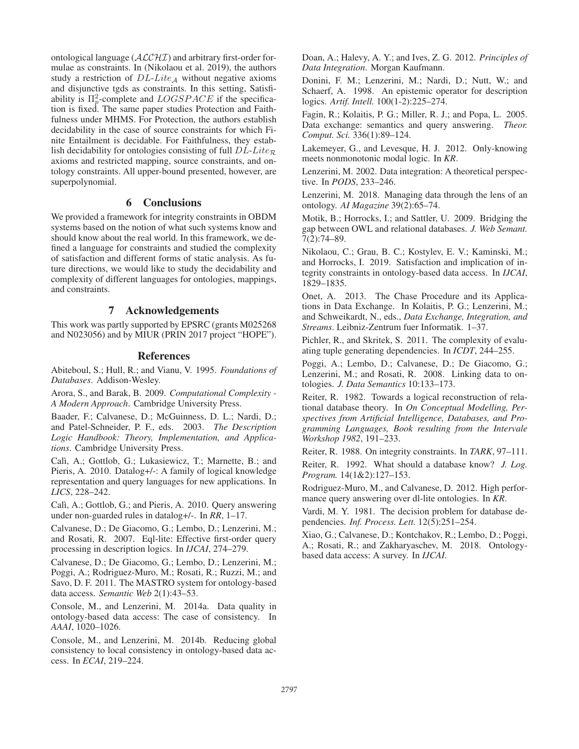ontological language ($\mathcal{ALCHI}$) and arbitrary first-order formulae as constraints. In (Nikolaou et al. 2019), the authors study a restriction of $DL\text{-}Lite_{\mathcal{A}}$ without negative axioms and disjunctive tgds as constraints. In this setting, Satisfiability is $\Pi_p^2$-complete and $LOGSPACE$ if the specification is fixed. The same paper studies Protection and Faithfulness under MHMS. For Protection, the authors establish decidability in the case of source constraints for which Finite Entailment is decidable. For Faithfulness, they establish decidability for ontologies consisting of full $DL\text{-}Lite_{\mathcal{R}}$ axioms and restricted mapping, source constraints, and ontology constraints. All upper-bound presented, however, are superpolynomial.

## 6 Conclusions

We provided a framework for integrity constraints in OBDM systems based on the notion of what such systems know and should know about the real world. In this framework, we defined a language for constraints and studied the complexity of satisfaction and different forms of static analysis. As future directions, we would like to study the decidability and complexity of different languages for ontologies, mappings, and constraints.

## 7 Acknowledgements

This work was partly supported by EPSRC (grants M025268 and N023056) and by MIUR (PRIN 2017 project "HOPE").

## References

Abiteboul, S.; Hull, R.; and Vianu, V. 1995. *Foundations of Databases*. Addison-Wesley.

Arora, S., and Barak, B. 2009. *Computational Complexity - A Modern Approach*. Cambridge University Press.

Baader, F.; Calvanese, D.; McGuinness, D. L.; Nardi, D.; and Patel-Schneider, P. F., eds. 2003. *The Description Logic Handbook: Theory, Implementation, and Applications*. Cambridge University Press.

Calì, A.; Gottlob, G.; Lukasiewicz, T.; Marnette, B.; and Pieris, A. 2010. Datalog+/-: A family of logical knowledge representation and query languages for new applications. In *LICS*, 228–242.

Calì, A.; Gottlob, G.; and Pieris, A. 2010. Query answering under non-guarded rules in datalog+/-. In *RR*, 1–17.

Calvanese, D.; De Giacomo, G.; Lembo, D.; Lenzerini, M.; and Rosati, R. 2007. Eql-lite: Effective first-order query processing in description logics. In *IJCAI*, 274–279.

Calvanese, D.; De Giacomo, G.; Lembo, D.; Lenzerini, M.; Poggi, A.; Rodriguez-Muro, M.; Rosati, R.; Ruzzi, M.; and Savo, D. F. 2011. The MASTRO system for ontology-based data access. *Semantic Web* 2(1):43–53.

Console, M., and Lenzerini, M. 2014a. Data quality in ontology-based data access: The case of consistency. In *AAAI*, 1020–1026.

Console, M., and Lenzerini, M. 2014b. Reducing global consistency to local consistency in ontology-based data access. In *ECAI*, 219–224.

Doan, A.; Halevy, A. Y.; and Ives, Z. G. 2012. *Principles of Data Integration*. Morgan Kaufmann.

Donini, F. M.; Lenzerini, M.; Nardi, D.; Nutt, W.; and Schaerf, A. 1998. An epistemic operator for description logics. *Artif. Intell.* 100(1-2):225–274.

Fagin, R.; Kolaitis, P. G.; Miller, R. J.; and Popa, L. 2005. Data exchange: semantics and query answering. *Theor. Comput. Sci.* 336(1):89–124.

Lakemeyer, G., and Levesque, H. J. 2012. Only-knowing meets nonmonotonic modal logic. In *KR*.

Lenzerini, M. 2002. Data integration: A theoretical perspective. In *PODS*, 233–246.

Lenzerini, M. 2018. Managing data through the lens of an ontology. *AI Magazine* 39(2):65–74.

Motik, B.; Horrocks, I.; and Sattler, U. 2009. Bridging the gap between OWL and relational databases. *J. Web Semant.* 7(2):74–89.

Nikolaou, C.; Grau, B. C.; Kostylev, E. V.; Kaminski, M.; and Horrocks, I. 2019. Satisfaction and implication of integrity constraints in ontology-based data access. In *IJCAI*, 1829–1835.

Onet, A. 2013. The Chase Procedure and its Applications in Data Exchange. In Kolaitis, P. G.; Lenzerini, M.; and Schweikardt, N., eds., *Data Exchange, Integration, and Streams*. Leibniz-Zentrum fuer Informatik. 1–37.

Pichler, R., and Skritek, S. 2011. The complexity of evaluating tuple generating dependencies. In *ICDT*, 244–255.

Poggi, A.; Lembo, D.; Calvanese, D.; De Giacomo, G.; Lenzerini, M.; and Rosati, R. 2008. Linking data to ontologies. *J. Data Semantics* 10:133–173.

Reiter, R. 1982. Towards a logical reconstruction of relational database theory. In *On Conceptual Modelling, Perspectives from Artificial Intelligence, Databases, and Programming Languages, Book resulting from the Intervale Workshop 1982*, 191–233.

Reiter, R. 1988. On integrity constraints. In *TARK*, 97–111.

Reiter, R. 1992. What should a database know? *J. Log. Program.* 14(1&2):127–153.

Rodriguez-Muro, M., and Calvanese, D. 2012. High performance query answering over dl-lite ontologies. In *KR*.

Vardi, M. Y. 1981. The decision problem for database dependencies. *Inf. Process. Lett.* 12(5):251–254.

Xiao, G.; Calvanese, D.; Kontchakov, R.; Lembo, D.; Poggi, A.; Rosati, R.; and Zakharyaschev, M. 2018. Ontology-based data access: A survey. In *IJCAI*.